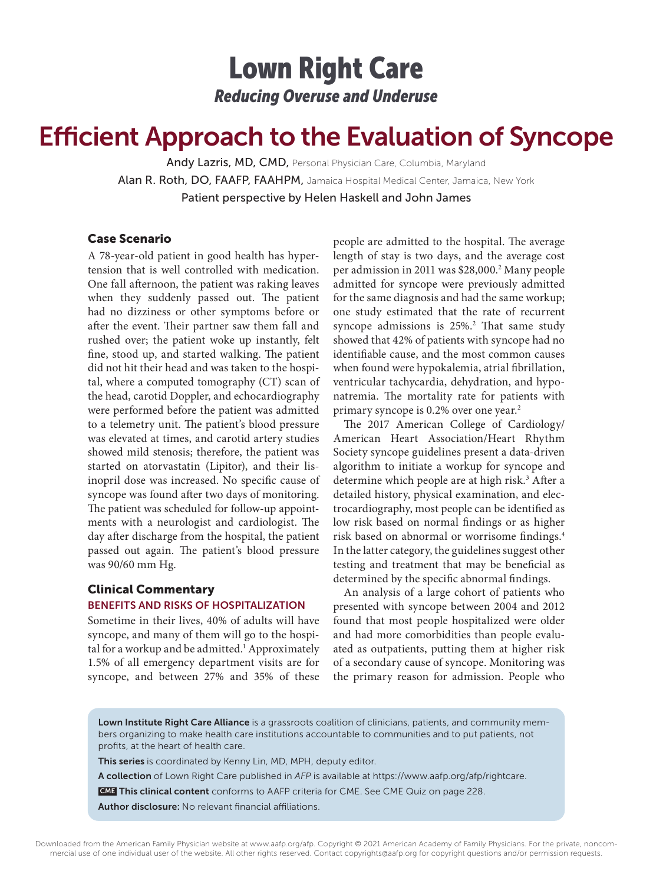# Lown Right Care

*Reducing Overuse and Underuse*

# Efficient Approach to the Evaluation of Syncope

Andy Lazris, MD, CMD, Personal Physician Care, Columbia, Maryland

Alan R. Roth, DO, FAAFP, FAAHPM, Jamaica Hospital Medical Center, Jamaica, New York

Patient perspective by Helen Haskell and John James

## Case Scenario

A 78-year-old patient in good health has hypertension that is well controlled with medication. One fall afternoon, the patient was raking leaves when they suddenly passed out. The patient had no dizziness or other symptoms before or after the event. Their partner saw them fall and rushed over; the patient woke up instantly, felt fine, stood up, and started walking. The patient did not hit their head and was taken to the hospital, where a computed tomography (CT) scan of the head, carotid Doppler, and echocardiography were performed before the patient was admitted to a telemetry unit. The patient's blood pressure was elevated at times, and carotid artery studies showed mild stenosis; therefore, the patient was started on atorvastatin (Lipitor), and their lisinopril dose was increased. No specific cause of syncope was found after two days of monitoring. The patient was scheduled for follow-up appointments with a neurologist and cardiologist. The day after discharge from the hospital, the patient passed out again. The patient's blood pressure was 90/60 mm Hg.

## Clinical Commentary

### BENEFITS AND RISKS OF HOSPITALIZATION

Sometime in their lives, 40% of adults will have syncope, and many of them will go to the hospital for a workup and be admitted.[1] Approximately 1.5% of all emergency department visits are for syncope, and between 27% and 35% of these people are admitted to the hospital. The average length of stay is two days, and the average cost per admission in 2011 was $28,000.[2] Many people admitted for syncope were previously admitted for the same diagnosis and had the same workup; one study estimated that the rate of recurrent syncope admissions is 25%.[2] That same study showed that 42% of patients with syncope had no identifiable cause, and the most common causes when found were hypokalemia, atrial fibrillation, ventricular tachycardia, dehydration, and hyponatremia. The mortality rate for patients with primary syncope is 0.2% over one year.[2]

The 2017 American College of Cardiology/American Heart Association/Heart Rhythm Society syncope guidelines present a data-driven algorithm to initiate a workup for syncope and determine which people are at high risk.[3] After a detailed history, physical examination, and electrocardiography, most people can be identified as low risk based on normal findings or as higher risk based on abnormal or worrisome findings.[4] In the latter category, the guidelines suggest other testing and treatment that may be beneficial as determined by the specific abnormal findings.

An analysis of a large cohort of patients who presented with syncope between 2004 and 2012 found that most people hospitalized were older and had more comorbidities than people evaluated as outpatients, putting them at higher risk of a secondary cause of syncope. Monitoring was the primary reason for admission. People who

**Lown Institute Right Care Alliance** is a grassroots coalition of clinicians, patients, and community members organizing to make health care institutions accountable to communities and to put patients, not profits, at the heart of health care.

**This series** is coordinated by Kenny Lin, MD, MPH, deputy editor.

**A collection** of Lown Right Care published in *AFP* is available at https://www.aafp.org/afp/rightcare.

**CME This clinical content** conforms to AAFP criteria for CME. See CME Quiz on page 228.

**Author disclosure:** No relevant financial affiliations.

Downloaded from the American Family Physician website at www.aafp.org/afp. Copyright © 2021 American Academy of Family Physicians. For the private, noncommercial use of one individual user of the website. All other rights reserved. Contact copyrights@aafp.org for copyright questions and/or permission requests.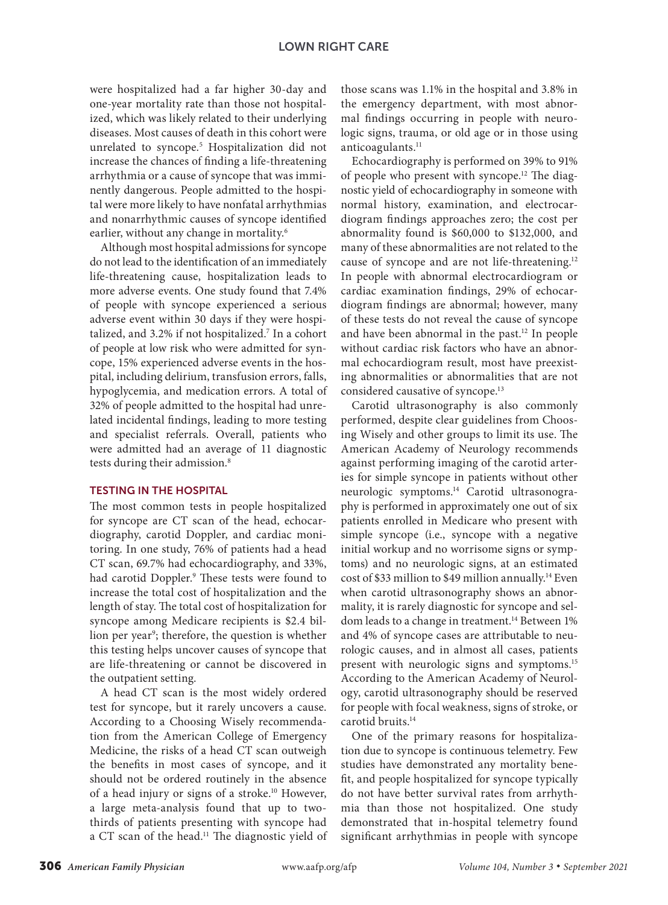were hospitalized had a far higher 30-day and one-year mortality rate than those not hospitalized, which was likely related to their underlying diseases. Most causes of death in this cohort were unrelated to syncope.[5] Hospitalization did not increase the chances of finding a life-threatening arrhythmia or a cause of syncope that was imminently dangerous. People admitted to the hospital were more likely to have nonfatal arrhythmias and nonarrhythmic causes of syncope identified earlier, without any change in mortality.[6]

Although most hospital admissions for syncope do not lead to the identification of an immediately life-threatening cause, hospitalization leads to more adverse events. One study found that 7.4% of people with syncope experienced a serious adverse event within 30 days if they were hospitalized, and 3.2% if not hospitalized.[7] In a cohort of people at low risk who were admitted for syncope, 15% experienced adverse events in the hospital, including delirium, transfusion errors, falls, hypoglycemia, and medication errors. A total of 32% of people admitted to the hospital had unrelated incidental findings, leading to more testing and specialist referrals. Overall, patients who were admitted had an average of 11 diagnostic tests during their admission.[8]

## TESTING IN THE HOSPITAL

The most common tests in people hospitalized for syncope are CT scan of the head, echocardiography, carotid Doppler, and cardiac monitoring. In one study, 76% of patients had a head CT scan, 69.7% had echocardiography, and 33%, had carotid Doppler.[9] These tests were found to increase the total cost of hospitalization and the length of stay. The total cost of hospitalization for syncope among Medicare recipients is $2.4 billion per year[9]; therefore, the question is whether this testing helps uncover causes of syncope that are life-threatening or cannot be discovered in the outpatient setting.

A head CT scan is the most widely ordered test for syncope, but it rarely uncovers a cause. According to a Choosing Wisely recommendation from the American College of Emergency Medicine, the risks of a head CT scan outweigh the benefits in most cases of syncope, and it should not be ordered routinely in the absence of a head injury or signs of a stroke.[10] However, a large meta-analysis found that up to two-thirds of patients presenting with syncope had a CT scan of the head.[11] The diagnostic yield of those scans was 1.1% in the hospital and 3.8% in the emergency department, with most abnormal findings occurring in people with neurologic signs, trauma, or old age or in those using anticoagulants.[11]

Echocardiography is performed on 39% to 91% of people who present with syncope.[12] The diagnostic yield of echocardiography in someone with normal history, examination, and electrocardiogram findings approaches zero; the cost per abnormality found is $60,000 to $132,000, and many of these abnormalities are not related to the cause of syncope and are not life-threatening.[12] In people with abnormal electrocardiogram or cardiac examination findings, 29% of echocardiogram findings are abnormal; however, many of these tests do not reveal the cause of syncope and have been abnormal in the past.[12] In people without cardiac risk factors who have an abnormal echocardiogram result, most have preexisting abnormalities or abnormalities that are not considered causative of syncope.[13]

Carotid ultrasonography is also commonly performed, despite clear guidelines from Choosing Wisely and other groups to limit its use. The American Academy of Neurology recommends against performing imaging of the carotid arteries for simple syncope in patients without other neurologic symptoms.[14] Carotid ultrasonography is performed in approximately one out of six patients enrolled in Medicare who present with simple syncope (i.e., syncope with a negative initial workup and no worrisome signs or symptoms) and no neurologic signs, at an estimated cost of $33 million to $49 million annually.[14] Even when carotid ultrasonography shows an abnormality, it is rarely diagnostic for syncope and seldom leads to a change in treatment.[14] Between 1% and 4% of syncope cases are attributable to neurologic causes, and in almost all cases, patients present with neurologic signs and symptoms.[15] According to the American Academy of Neurology, carotid ultrasonography should be reserved for people with focal weakness, signs of stroke, or carotid bruits.[14]

One of the primary reasons for hospitalization due to syncope is continuous telemetry. Few studies have demonstrated any mortality benefit, and people hospitalized for syncope typically do not have better survival rates from arrhythmia than those not hospitalized. One study demonstrated that in-hospital telemetry found significant arrhythmias in people with syncope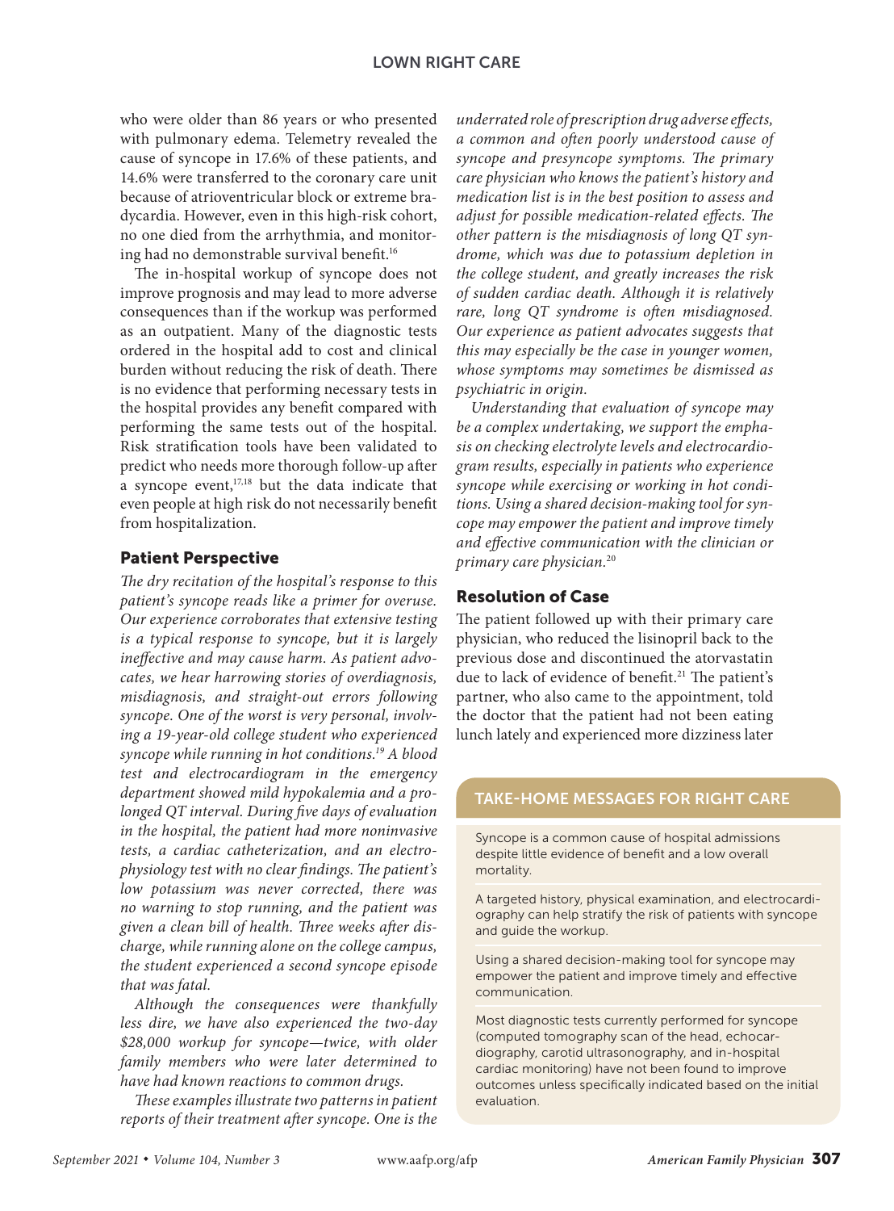who were older than 86 years or who presented with pulmonary edema. Telemetry revealed the cause of syncope in 17.6% of these patients, and 14.6% were transferred to the coronary care unit because of atrioventricular block or extreme bradycardia. However, even in this high-risk cohort, no one died from the arrhythmia, and monitoring had no demonstrable survival benefit.[16]

The in-hospital workup of syncope does not improve prognosis and may lead to more adverse consequences than if the workup was performed as an outpatient. Many of the diagnostic tests ordered in the hospital add to cost and clinical burden without reducing the risk of death. There is no evidence that performing necessary tests in the hospital provides any benefit compared with performing the same tests out of the hospital. Risk stratification tools have been validated to predict who needs more thorough follow-up after a syncope event,[17,18] but the data indicate that even people at high risk do not necessarily benefit from hospitalization.

## Patient Perspective

*The dry recitation of the hospital's response to this patient's syncope reads like a primer for overuse. Our experience corroborates that extensive testing is a typical response to syncope, but it is largely ineffective and may cause harm. As patient advocates, we hear harrowing stories of overdiagnosis, misdiagnosis, and straight-out errors following syncope. One of the worst is very personal, involving a 19-year-old college student who experienced syncope while running in hot conditions.[19] A blood test and electrocardiogram in the emergency department showed mild hypokalemia and a prolonged QT interval. During five days of evaluation in the hospital, the patient had more noninvasive tests, a cardiac catheterization, and an electrophysiology test with no clear findings. The patient's low potassium was never corrected, there was no warning to stop running, and the patient was given a clean bill of health. Three weeks after discharge, while running alone on the college campus, the student experienced a second syncope episode that was fatal.*

*Although the consequences were thankfully less dire, we have also experienced the two-day $28,000 workup for syncope—twice, with older family members who were later determined to have had known reactions to common drugs.*

*These examples illustrate two patterns in patient reports of their treatment after syncope. One is the underrated role of prescription drug adverse effects, a common and often poorly understood cause of syncope and presyncope symptoms. The primary care physician who knows the patient's history and medication list is in the best position to assess and adjust for possible medication-related effects. The other pattern is the misdiagnosis of long QT syndrome, which was due to potassium depletion in the college student, and greatly increases the risk of sudden cardiac death. Although it is relatively rare, long QT syndrome is often misdiagnosed. Our experience as patient advocates suggests that this may especially be the case in younger women, whose symptoms may sometimes be dismissed as psychiatric in origin.*

*Understanding that evaluation of syncope may be a complex undertaking, we support the emphasis on checking electrolyte levels and electrocardiogram results, especially in patients who experience syncope while exercising or working in hot conditions. Using a shared decision-making tool for syncope may empower the patient and improve timely and effective communication with the clinician or primary care physician.[20]*

## Resolution of Case

The patient followed up with their primary care physician, who reduced the lisinopril back to the previous dose and discontinued the atorvastatin due to lack of evidence of benefit.[21] The patient's partner, who also came to the appointment, told the doctor that the patient had not been eating lunch lately and experienced more dizziness later

### TAKE-HOME MESSAGES FOR RIGHT CARE

Syncope is a common cause of hospital admissions despite little evidence of benefit and a low overall mortality.

A targeted history, physical examination, and electrocardiography can help stratify the risk of patients with syncope and guide the workup.

Using a shared decision-making tool for syncope may empower the patient and improve timely and effective communication.

Most diagnostic tests currently performed for syncope (computed tomography scan of the head, echocardiography, carotid ultrasonography, and in-hospital cardiac monitoring) have not been found to improve outcomes unless specifically indicated based on the initial evaluation.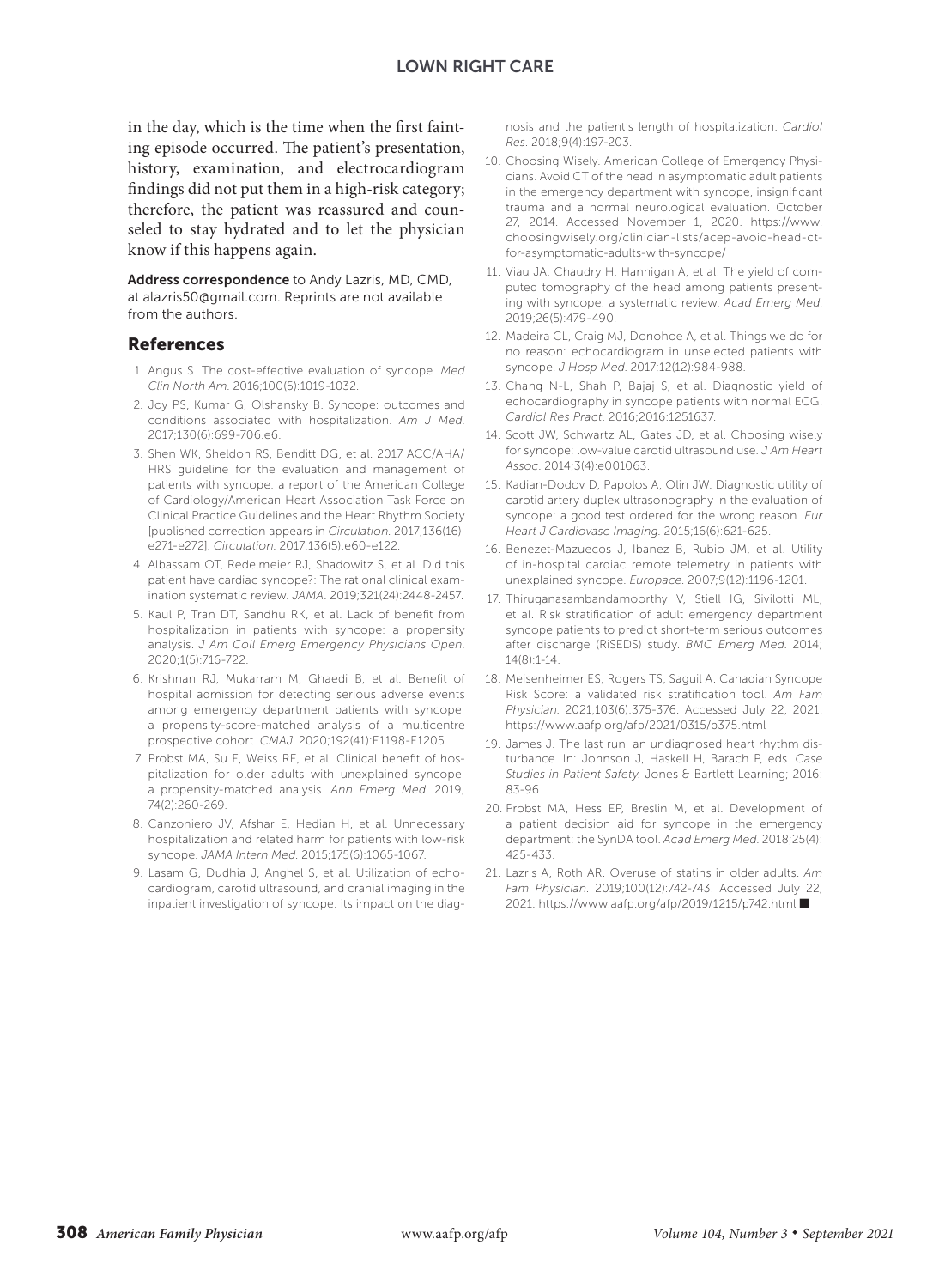in the day, which is the time when the first fainting episode occurred. The patient's presentation, history, examination, and electrocardiogram findings did not put them in a high-risk category; therefore, the patient was reassured and counseled to stay hydrated and to let the physician know if this happens again.

**Address correspondence** to Andy Lazris, MD, CMD, at alazris50@gmail.com. Reprints are not available from the authors.

## References

1. Angus S. The cost-effective evaluation of syncope. *Med Clin North Am*. 2016;100(5):1019-1032.
2. Joy PS, Kumar G, Olshansky B. Syncope: outcomes and conditions associated with hospitalization. *Am J Med*. 2017;130(6):699-706.e6.
3. Shen WK, Sheldon RS, Benditt DG, et al. 2017 ACC/AHA/HRS guideline for the evaluation and management of patients with syncope: a report of the American College of Cardiology/American Heart Association Task Force on Clinical Practice Guidelines and the Heart Rhythm Society [published correction appears in *Circulation*. 2017;136(16):e271-e272]. *Circulation*. 2017;136(5):e60-e122.
4. Albassam OT, Redelmeier RJ, Shadowitz S, et al. Did this patient have cardiac syncope?: The rational clinical examination systematic review. *JAMA*. 2019;321(24):2448-2457.
5. Kaul P, Tran DT, Sandhu RK, et al. Lack of benefit from hospitalization in patients with syncope: a propensity analysis. *J Am Coll Emerg Emergency Physicians Open*. 2020;1(5):716-722.
6. Krishnan RJ, Mukarram M, Ghaedi B, et al. Benefit of hospital admission for detecting serious adverse events among emergency department patients with syncope: a propensity-score-matched analysis of a multicentre prospective cohort. *CMAJ*. 2020;192(41):E1198-E1205.
7. Probst MA, Su E, Weiss RE, et al. Clinical benefit of hospitalization for older adults with unexplained syncope: a propensity-matched analysis. *Ann Emerg Med*. 2019;74(2):260-269.
8. Canzoniero JV, Afshar E, Hedian H, et al. Unnecessary hospitalization and related harm for patients with low-risk syncope. *JAMA Intern Med*. 2015;175(6):1065-1067.
9. Lasam G, Dudhia J, Anghel S, et al. Utilization of echocardiogram, carotid ultrasound, and cranial imaging in the inpatient investigation of syncope: its impact on the diagnosis and the patient's length of hospitalization. *Cardiol Res*. 2018;9(4):197-203.
10. Choosing Wisely. American College of Emergency Physicians. Avoid CT of the head in asymptomatic adult patients in the emergency department with syncope, insignificant trauma and a normal neurological evaluation. October 27, 2014. Accessed November 1, 2020. https://www.choosingwisely.org/clinician-lists/acep-avoid-head-ct-for-asymptomatic-adults-with-syncope/
11. Viau JA, Chaudry H, Hannigan A, et al. The yield of computed tomography of the head among patients presenting with syncope: a systematic review. *Acad Emerg Med*. 2019;26(5):479-490.
12. Madeira CL, Craig MJ, Donohoe A, et al. Things we do for no reason: echocardiogram in unselected patients with syncope. *J Hosp Med*. 2017;12(12):984-988.
13. Chang N-L, Shah P, Bajaj S, et al. Diagnostic yield of echocardiography in syncope patients with normal ECG. *Cardiol Res Pract*. 2016;2016:1251637.
14. Scott JW, Schwartz AL, Gates JD, et al. Choosing wisely for syncope: low-value carotid ultrasound use. *J Am Heart Assoc*. 2014;3(4):e001063.
15. Kadian-Dodov D, Papolos A, Olin JW. Diagnostic utility of carotid artery duplex ultrasonography in the evaluation of syncope: a good test ordered for the wrong reason. *Eur Heart J Cardiovasc Imaging*. 2015;16(6):621-625.
16. Benezet-Mazuecos J, Ibanez B, Rubio JM, et al. Utility of in-hospital cardiac remote telemetry in patients with unexplained syncope. *Europace*. 2007;9(12):1196-1201.
17. Thiruganasambandamoorthy V, Stiell IG, Sivilotti ML, et al. Risk stratification of adult emergency department syncope patients to predict short-term serious outcomes after discharge (RiSEDS) study. *BMC Emerg Med*. 2014;14(8):1-14.
18. Meisenheimer ES, Rogers TS, Saguil A. Canadian Syncope Risk Score: a validated risk stratification tool. *Am Fam Physician*. 2021;103(6):375-376. Accessed July 22, 2021. https://www.aafp.org/afp/2021/0315/p375.html
19. James J. The last run: an undiagnosed heart rhythm disturbance. In: Johnson J, Haskell H, Barach P, eds. *Case Studies in Patient Safety*. Jones & Bartlett Learning; 2016:83-96.
20. Probst MA, Hess EP, Breslin M, et al. Development of a patient decision aid for syncope in the emergency department: the SynDA tool. *Acad Emerg Med*. 2018;25(4):425-433.
21. Lazris A, Roth AR. Overuse of statins in older adults. *Am Fam Physician*. 2019;100(12):742-743. Accessed July 22, 2021. https://www.aafp.org/afp/2019/1215/p742.html ■